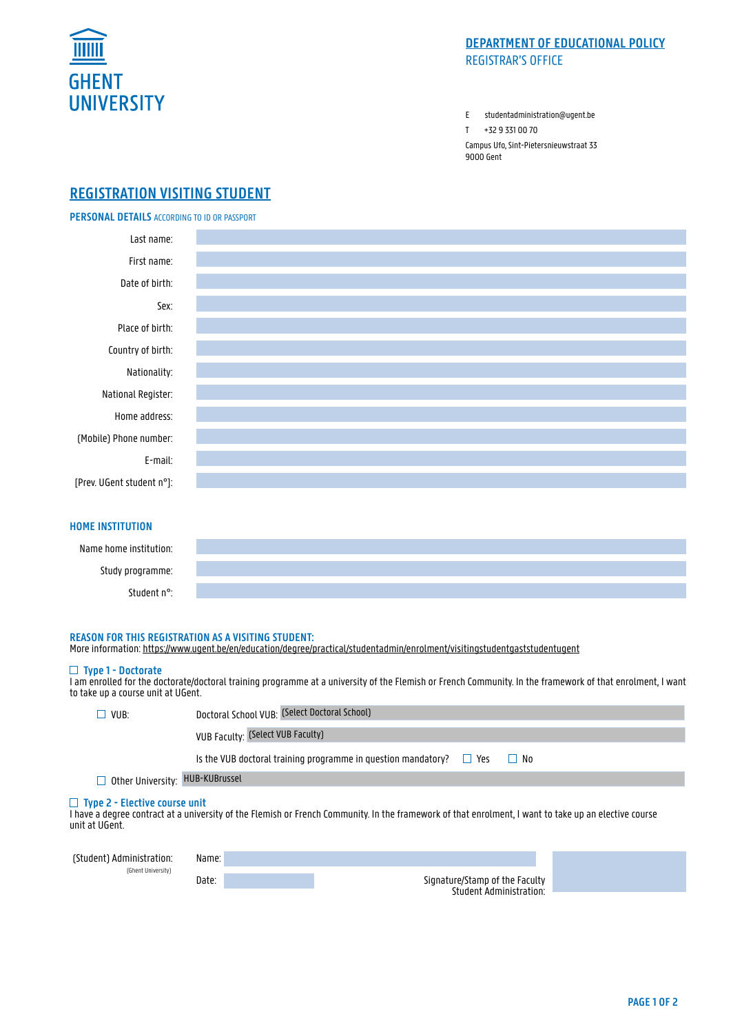GHENT UNIVERSITY

**DEPARTMENT OF EDUCATIONAL POLICY**
REGISTRAR'S OFFICE

E studentadministration@ugent.be
T +32 9 331 00 70
Campus Ufo, Sint-Pietersnieuwstraat 33
9000 Gent

# REGISTRATION VISITING STUDENT

## PERSONAL DETAILS ACCORDING TO ID OR PASSPORT

Last name:

First name:

Date of birth:

Sex:

Place of birth:

Country of birth:

Nationality:

National Register:

Home address:

(Mobile) Phone number:

E-mail:

[Prev. UGent student n°]:

## HOME INSTITUTION

Name home institution:

Study programme:

Student n°:

## REASON FOR THIS REGISTRATION AS A VISITING STUDENT:

More information: https://www.ugent.be/en/education/degree/practical/studentadmin/enrolment/visitingstudentgaststudentugent

☐ **Type 1 - Doctorate**

I am enrolled for the doctorate/doctoral training programme at a university of the Flemish or French Community. In the framework of that enrolment, I want to take up a course unit at UGent.

☐ VUB: Doctoral School VUB: (Select Doctoral School)

VUB Faculty: (Select VUB Faculty)

Is the VUB doctoral training programme in question mandatory? ☐ Yes ☐ No

☐ Other University: HUB-KUBrussel

☐ **Type 2 - Elective course unit**

I have a degree contract at a university of the Flemish or French Community. In the framework of that enrolment, I want to take up an elective course unit at UGent.

(Student) Administration: (Ghent University)

Name:

Date:

Signature/Stamp of the Faculty Student Administration: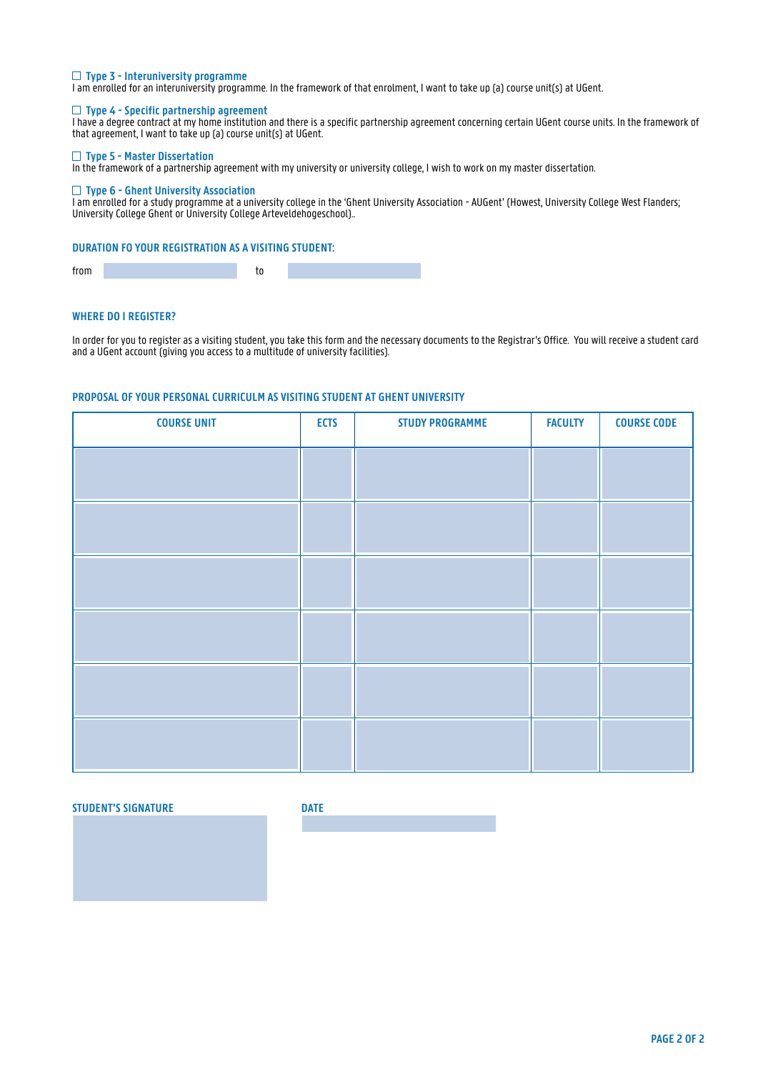☐ **Type 3 - Interuniversity programme**
I am enrolled for an interuniversity programme. In the framework of that enrolment, I want to take up (a) course unit(s) at UGent.

☐ **Type 4 - Specific partnership agreement**
I have a degree contract at my home institution and there is a specific partnership agreement concerning certain UGent course units. In the framework of that agreement, I want to take up (a) course unit(s) at UGent.

☐ **Type 5 - Master Dissertation**
In the framework of a partnership agreement with my university or university college, I wish to work on my master dissertation.

☐ **Type 6 - Ghent University Association**
I am enrolled for a study programme at a university college in the 'Ghent University Association - AUGent' (Howest, University College West Flanders; University College Ghent or University College Arteveldehogeschool)..

## DURATION FO YOUR REGISTRATION AS A VISITING STUDENT:

from ____________ to ____________

## WHERE DO I REGISTER?

In order for you to register as a visiting student, you take this form and the necessary documents to the Registrar's Office. You will receive a student card and a UGent account (giving you access to a multitude of university facilities).

## PROPOSAL OF YOUR PERSONAL CURRICULM AS VISITING STUDENT AT GHENT UNIVERSITY

| COURSE UNIT | ECTS | STUDY PROGRAMME | FACULTY | COURSE CODE |
|---|---|---|---|---|
| | | | | |
| | | | | |
| | | | | |
| | | | | |
| | | | | |
| | | | | |

**STUDENT'S SIGNATURE**

**DATE**